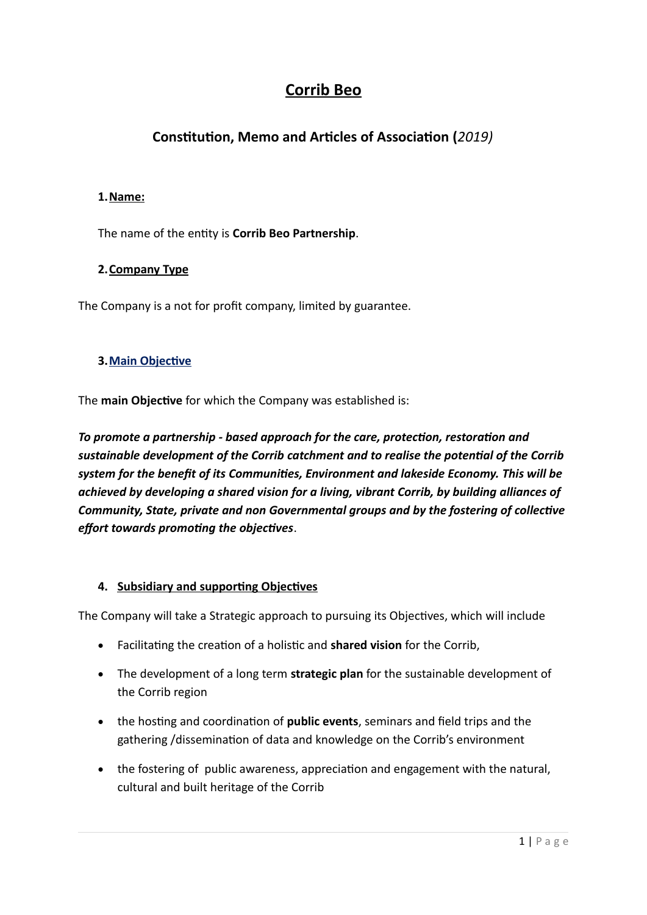# Corrib Beo

## Constitution, Memo and Articles of Association (*2019)*

### 1. Name:

The name of the entity is **Corrib Beo Partnership**.

### 2. Company Type

The Company is a not for profit company, limited by guarantee.

### 3. Main Objective

The **main Objective** for which the Company was established is:

***To promote a partnership - based approach for the care, protection, restoration and sustainable development of the Corrib catchment and to realise the potential of the Corrib system for the benefit of its Communities, Environment and lakeside Economy. This will be achieved by developing a shared vision for a living, vibrant Corrib, by building alliances of Community, State, private and non Governmental groups and by the fostering of collective effort towards promoting the objectives***.

### 4. Subsidiary and supporting Objectives

The Company will take a Strategic approach to pursuing its Objectives, which will include

- Facilitating the creation of a holistic and **shared vision** for the Corrib,
- The development of a long term **strategic plan** for the sustainable development of the Corrib region
- the hosting and coordination of **public events**, seminars and field trips and the gathering /dissemination of data and knowledge on the Corrib's environment
- the fostering of public awareness, appreciation and engagement with the natural, cultural and built heritage of the Corrib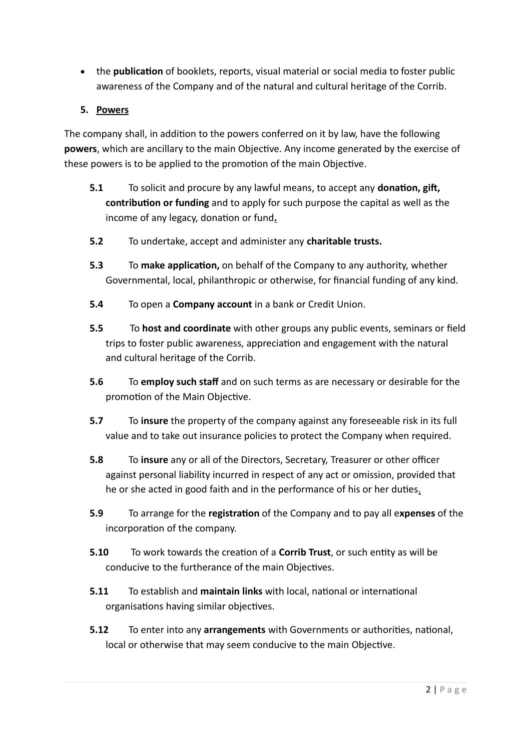- the **publication** of booklets, reports, visual material or social media to foster public awareness of the Company and of the natural and cultural heritage of the Corrib.

## 5. Powers

The company shall, in addition to the powers conferred on it by law, have the following **powers**, which are ancillary to the main Objective. Any income generated by the exercise of these powers is to be applied to the promotion of the main Objective.

**5.1** To solicit and procure by any lawful means, to accept any **donation, gift, contribution or funding** and to apply for such purpose the capital as well as the income of any legacy, donation or fund.

**5.2** To undertake, accept and administer any **charitable trusts.**

**5.3** To **make application,** on behalf of the Company to any authority, whether Governmental, local, philanthropic or otherwise, for financial funding of any kind.

**5.4** To open a **Company account** in a bank or Credit Union.

**5.5** To **host and coordinate** with other groups any public events, seminars or field trips to foster public awareness, appreciation and engagement with the natural and cultural heritage of the Corrib.

**5.6** To **employ such staff** and on such terms as are necessary or desirable for the promotion of the Main Objective.

**5.7** To **insure** the property of the company against any foreseeable risk in its full value and to take out insurance policies to protect the Company when required.

**5.8** To **insure** any or all of the Directors, Secretary, Treasurer or other officer against personal liability incurred in respect of any act or omission, provided that he or she acted in good faith and in the performance of his or her duties.

**5.9** To arrange for the **registration** of the Company and to pay all e**xpenses** of the incorporation of the company.

**5.10** To work towards the creation of a **Corrib Trust**, or such entity as will be conducive to the furtherance of the main Objectives.

**5.11** To establish and **maintain links** with local, national or international organisations having similar objectives.

**5.12** To enter into any **arrangements** with Governments or authorities, national, local or otherwise that may seem conducive to the main Objective.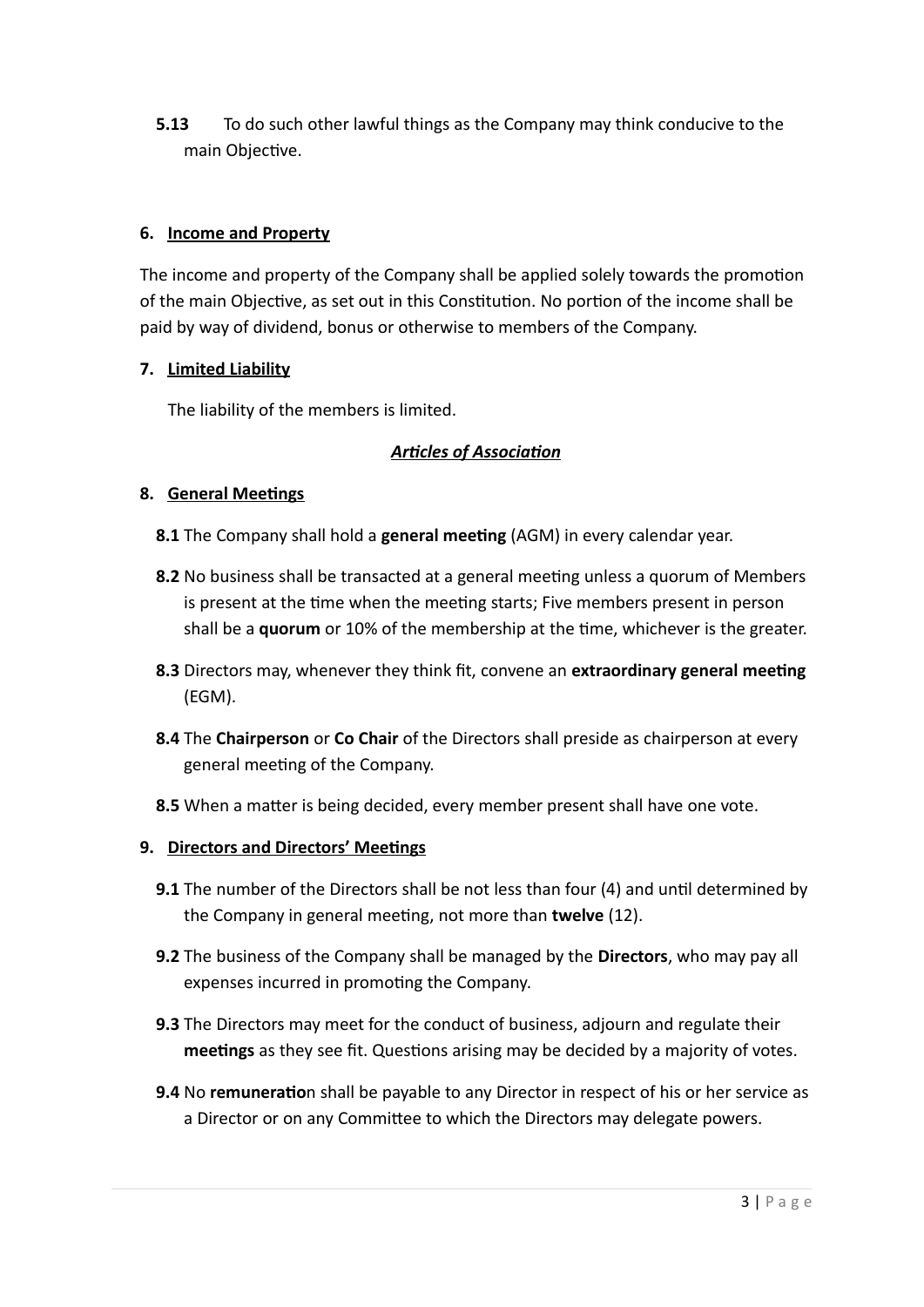**5.13** To do such other lawful things as the Company may think conducive to the main Objective.

## 6. Income and Property

The income and property of the Company shall be applied solely towards the promotion of the main Objective, as set out in this Constitution. No portion of the income shall be paid by way of dividend, bonus or otherwise to members of the Company.

## 7. Limited Liability

The liability of the members is limited.

***Articles of Association***

## 8. General Meetings

**8.1** The Company shall hold a **general meeting** (AGM) in every calendar year.

**8.2** No business shall be transacted at a general meeting unless a quorum of Members is present at the time when the meeting starts; Five members present in person shall be a **quorum** or 10% of the membership at the time, whichever is the greater.

**8.3** Directors may, whenever they think fit, convene an **extraordinary general meeting** (EGM).

**8.4** The **Chairperson** or **Co Chair** of the Directors shall preside as chairperson at every general meeting of the Company.

**8.5** When a matter is being decided, every member present shall have one vote.

## 9. Directors and Directors' Meetings

**9.1** The number of the Directors shall be not less than four (4) and until determined by the Company in general meeting, not more than **twelve** (12).

**9.2** The business of the Company shall be managed by the **Directors**, who may pay all expenses incurred in promoting the Company.

**9.3** The Directors may meet for the conduct of business, adjourn and regulate their **meetings** as they see fit. Questions arising may be decided by a majority of votes.

**9.4** No **remuneratio**n shall be payable to any Director in respect of his or her service as a Director or on any Committee to which the Directors may delegate powers.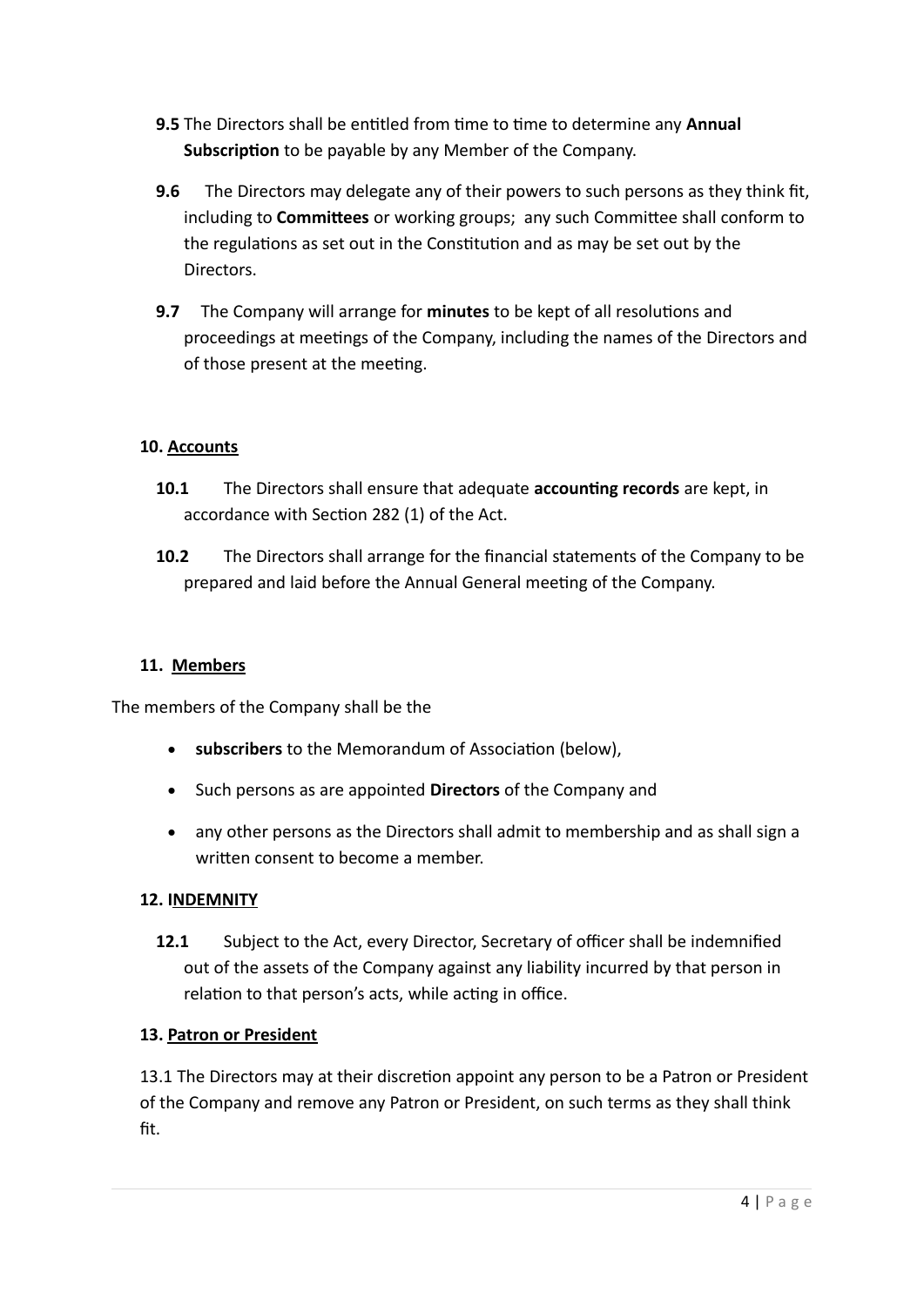**9.5** The Directors shall be entitled from time to time to determine any **Annual Subscription** to be payable by any Member of the Company.

**9.6** The Directors may delegate any of their powers to such persons as they think fit, including to **Committees** or working groups; any such Committee shall conform to the regulations as set out in the Constitution and as may be set out by the Directors.

**9.7** The Company will arrange for **minutes** to be kept of all resolutions and proceedings at meetings of the Company, including the names of the Directors and of those present at the meeting.

**10. Accounts**

**10.1** The Directors shall ensure that adequate **accounting records** are kept, in accordance with Section 282 (1) of the Act.

**10.2** The Directors shall arrange for the financial statements of the Company to be prepared and laid before the Annual General meeting of the Company.

**11. Members**

The members of the Company shall be the

- **subscribers** to the Memorandum of Association (below),
- Such persons as are appointed **Directors** of the Company and
- any other persons as the Directors shall admit to membership and as shall sign a written consent to become a member.

**12. INDEMNITY**

**12.1** Subject to the Act, every Director, Secretary of officer shall be indemnified out of the assets of the Company against any liability incurred by that person in relation to that person's acts, while acting in office.

**13. Patron or President**

13.1 The Directors may at their discretion appoint any person to be a Patron or President of the Company and remove any Patron or President, on such terms as they shall think fit.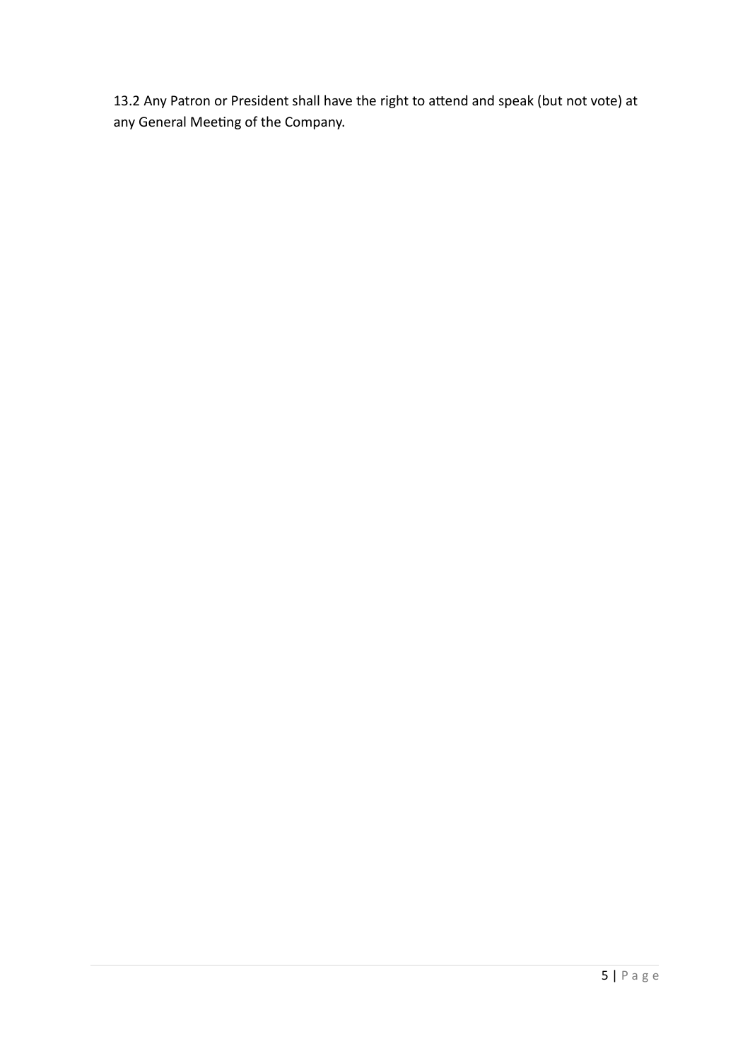13.2 Any Patron or President shall have the right to attend and speak (but not vote) at any General Meeting of the Company.